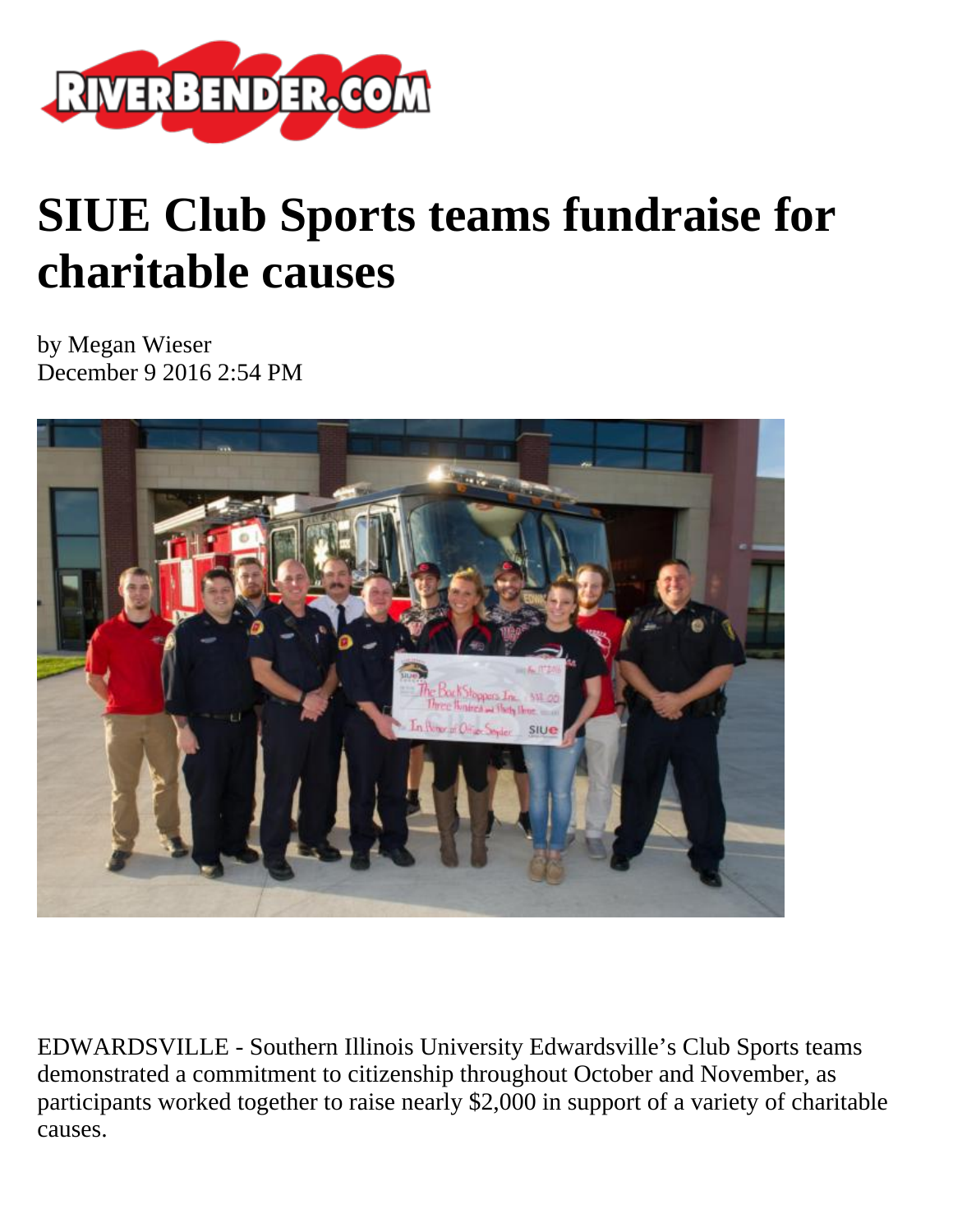# SIUE Club Sports teams fundraise for charitable causes

by Megan Wieser
December 9 2016 2:54 PM

EDWARDSVILLE - Southern Illinois University Edwardsville's Club Sports teams demonstrated a commitment to citizenship throughout October and November, as participants worked together to raise nearly $2,000 in support of a variety of charitable causes.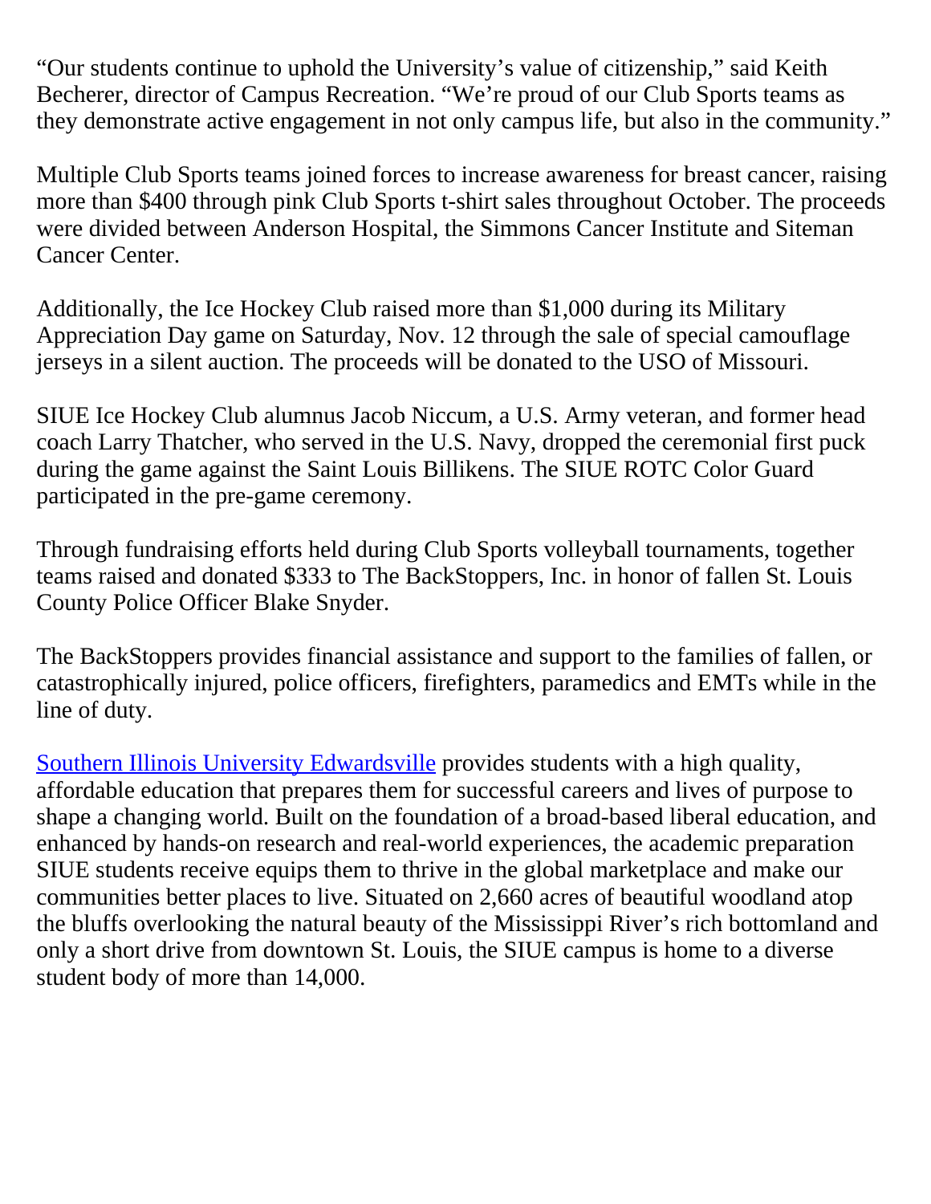"Our students continue to uphold the University's value of citizenship," said Keith Becherer, director of Campus Recreation. "We're proud of our Club Sports teams as they demonstrate active engagement in not only campus life, but also in the community."

Multiple Club Sports teams joined forces to increase awareness for breast cancer, raising more than $400 through pink Club Sports t-shirt sales throughout October. The proceeds were divided between Anderson Hospital, the Simmons Cancer Institute and Siteman Cancer Center.

Additionally, the Ice Hockey Club raised more than $1,000 during its Military Appreciation Day game on Saturday, Nov. 12 through the sale of special camouflage jerseys in a silent auction. The proceeds will be donated to the USO of Missouri.

SIUE Ice Hockey Club alumnus Jacob Niccum, a U.S. Army veteran, and former head coach Larry Thatcher, who served in the U.S. Navy, dropped the ceremonial first puck during the game against the Saint Louis Billikens. The SIUE ROTC Color Guard participated in the pre-game ceremony.

Through fundraising efforts held during Club Sports volleyball tournaments, together teams raised and donated $333 to The BackStoppers, Inc. in honor of fallen St. Louis County Police Officer Blake Snyder.

The BackStoppers provides financial assistance and support to the families of fallen, or catastrophically injured, police officers, firefighters, paramedics and EMTs while in the line of duty.

[Southern Illinois University Edwardsville] provides students with a high quality, affordable education that prepares them for successful careers and lives of purpose to shape a changing world. Built on the foundation of a broad-based liberal education, and enhanced by hands-on research and real-world experiences, the academic preparation SIUE students receive equips them to thrive in the global marketplace and make our communities better places to live. Situated on 2,660 acres of beautiful woodland atop the bluffs overlooking the natural beauty of the Mississippi River's rich bottomland and only a short drive from downtown St. Louis, the SIUE campus is home to a diverse student body of more than 14,000.